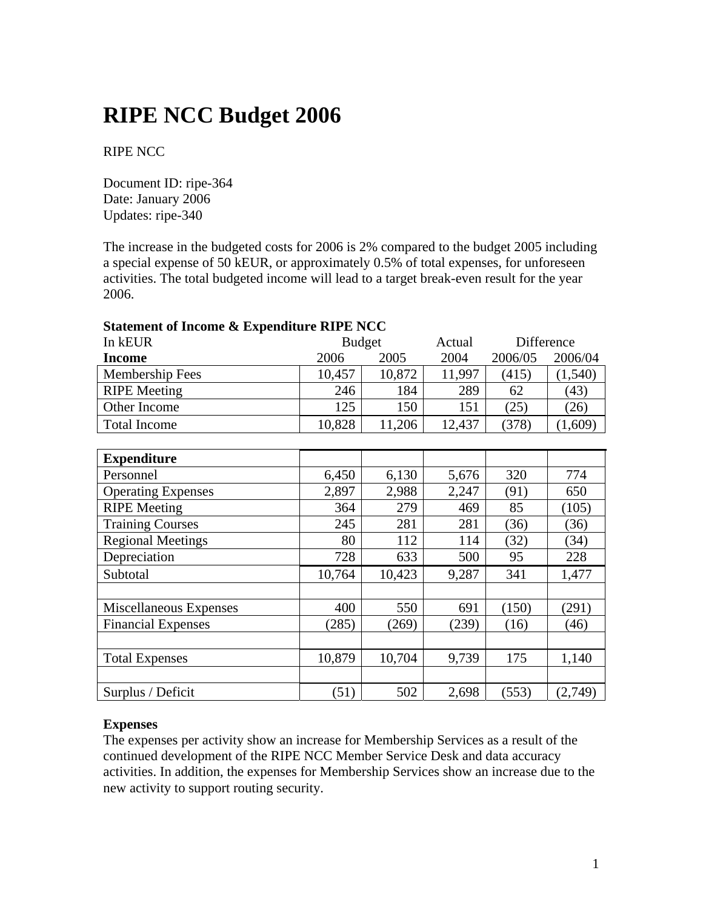# RIPE NCC Budget 2006

RIPE NCC

Document ID: ripe-364
Date: January 2006
Updates: ripe-340

The increase in the budgeted costs for 2006 is 2% compared to the budget 2005 including a special expense of 50 kEUR, or approximately 0.5% of total expenses, for unforeseen activities. The total budgeted income will lead to a target break-even result for the year 2006.

**Statement of Income & Expenditure RIPE NCC**

| In kEUR | Budget | | Actual | Difference | |
|---|---|---|---|---|---|
| **Income** | 2006 | 2005 | 2004 | 2006/05 | 2006/04 |
| Membership Fees | 10,457 | 10,872 | 11,997 | (415) | (1,540) |
| RIPE Meeting | 246 | 184 | 289 | 62 | (43) |
| Other Income | 125 | 150 | 151 | (25) | (26) |
| Total Income | 10,828 | 11,206 | 12,437 | (378) | (1,609) |
| | | | | | |
| **Expenditure** | | | | | |
| Personnel | 6,450 | 6,130 | 5,676 | 320 | 774 |
| Operating Expenses | 2,897 | 2,988 | 2,247 | (91) | 650 |
| RIPE Meeting | 364 | 279 | 469 | 85 | (105) |
| Training Courses | 245 | 281 | 281 | (36) | (36) |
| Regional Meetings | 80 | 112 | 114 | (32) | (34) |
| Depreciation | 728 | 633 | 500 | 95 | 228 |
| Subtotal | 10,764 | 10,423 | 9,287 | 341 | 1,477 |
| | | | | | |
| Miscellaneous Expenses | 400 | 550 | 691 | (150) | (291) |
| Financial Expenses | (285) | (269) | (239) | (16) | (46) |
| | | | | | |
| Total Expenses | 10,879 | 10,704 | 9,739 | 175 | 1,140 |
| | | | | | |
| Surplus / Deficit | (51) | 502 | 2,698 | (553) | (2,749) |

**Expenses**

The expenses per activity show an increase for Membership Services as a result of the continued development of the RIPE NCC Member Service Desk and data accuracy activities. In addition, the expenses for Membership Services show an increase due to the new activity to support routing security.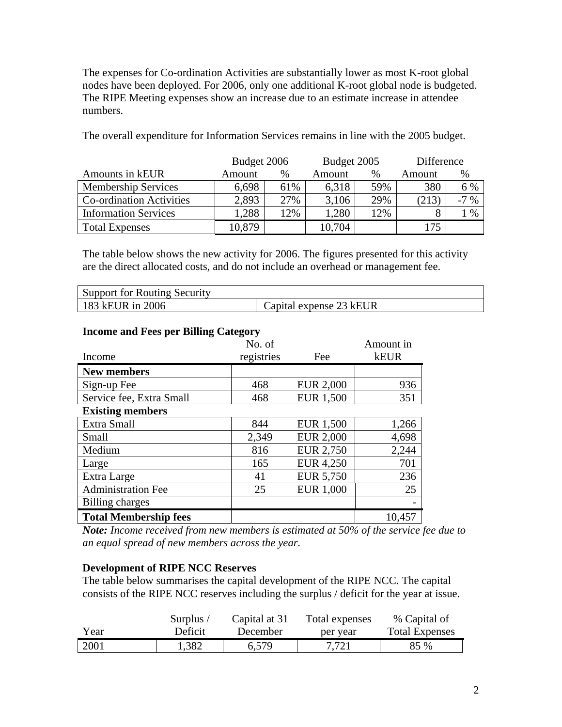The expenses for Co-ordination Activities are substantially lower as most K-root global nodes have been deployed. For 2006, only one additional K-root global node is budgeted. The RIPE Meeting expenses show an increase due to an estimate increase in attendee numbers.

The overall expenditure for Information Services remains in line with the 2005 budget.

| | Budget 2006 | | Budget 2005 | | Difference | |
|---|---|---|---|---|---|---|
| Amounts in kEUR | Amount | % | Amount | % | Amount | % |
| Membership Services | 6,698 | 61% | 6,318 | 59% | 380 | 6 % |
| Co-ordination Activities | 2,893 | 27% | 3,106 | 29% | (213) | -7 % |
| Information Services | 1,288 | 12% | 1,280 | 12% | 8 | 1 % |
| Total Expenses | 10,879 | | 10,704 | | 175 | |

The table below shows the new activity for 2006. The figures presented for this activity are the direct allocated costs, and do not include an overhead or management fee.

| Support for Routing Security | |
|---|---|
| 183 kEUR in 2006 | Capital expense 23 kEUR |

**Income and Fees per Billing Category**

| Income | No. of registries | Fee | Amount in kEUR |
|---|---|---|---|
| **New members** | | | |
| Sign-up Fee | 468 | EUR 2,000 | 936 |
| Service fee, Extra Small | 468 | EUR 1,500 | 351 |
| **Existing members** | | | |
| Extra Small | 844 | EUR 1,500 | 1,266 |
| Small | 2,349 | EUR 2,000 | 4,698 |
| Medium | 816 | EUR 2,750 | 2,244 |
| Large | 165 | EUR 4,250 | 701 |
| Extra Large | 41 | EUR 5,750 | 236 |
| Administration Fee | 25 | EUR 1,000 | 25 |
| Billing charges | | | - |
| **Total Membership fees** | | | 10,457 |

***Note:*** *Income received from new members is estimated at 50% of the service fee due to an equal spread of new members across the year.*

**Development of RIPE NCC Reserves**

The table below summarises the capital development of the RIPE NCC. The capital consists of the RIPE NCC reserves including the surplus / deficit for the year at issue.

| Year | Surplus / Deficit | Capital at 31 December | Total expenses per year | % Capital of Total Expenses |
|---|---|---|---|---|
| 2001 | 1,382 | 6,579 | 7,721 | 85 % |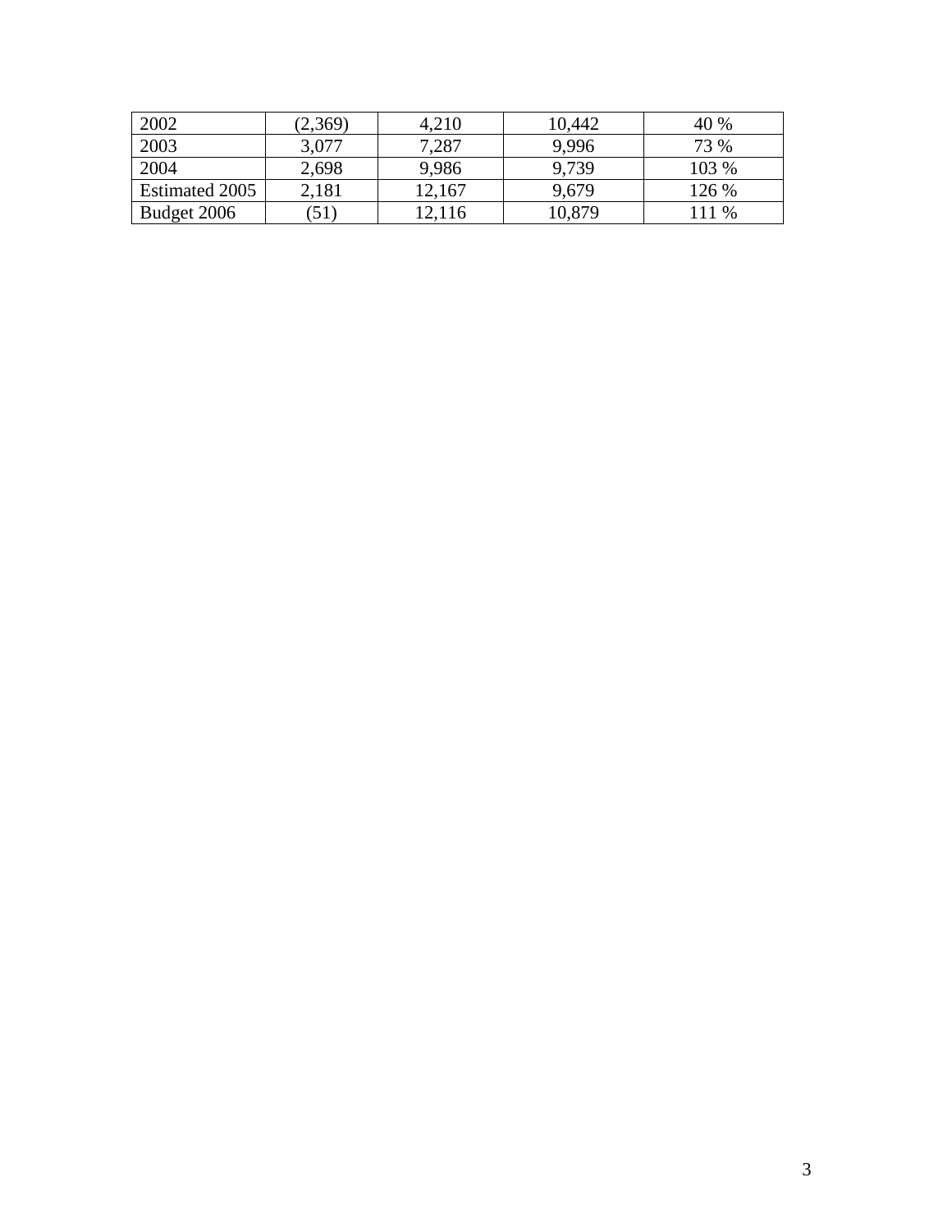| | | | | |
|---|---|---|---|---|
| 2002 | (2,369) | 4,210 | 10,442 | 40 % |
| 2003 | 3,077 | 7,287 | 9,996 | 73 % |
| 2004 | 2,698 | 9,986 | 9,739 | 103 % |
| Estimated 2005 | 2,181 | 12,167 | 9,679 | 126 % |
| Budget 2006 | (51) | 12,116 | 10,879 | 111 % |